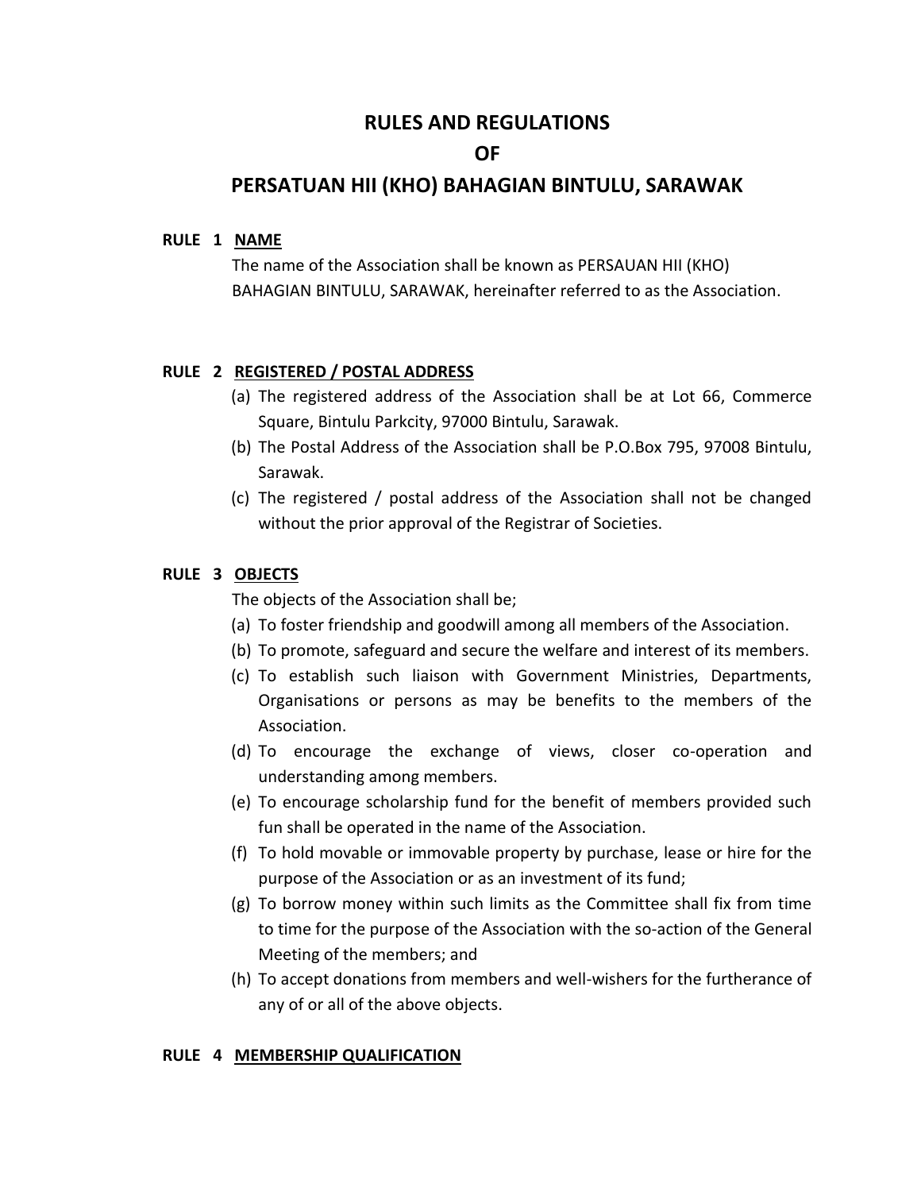# RULES AND REGULATIONS

# OF

# PERSATUAN HII (KHO) BAHAGIAN BINTULU, SARAWAK

**RULE 1 <u>NAME</u>**

The name of the Association shall be known as PERSAUAN HII (KHO) BAHAGIAN BINTULU, SARAWAK, hereinafter referred to as the Association.

**RULE 2 <u>REGISTERED / POSTAL ADDRESS</u>**

(a) The registered address of the Association shall be at Lot 66, Commerce Square, Bintulu Parkcity, 97000 Bintulu, Sarawak.

(b) The Postal Address of the Association shall be P.O.Box 795, 97008 Bintulu, Sarawak.

(c) The registered / postal address of the Association shall not be changed without the prior approval of the Registrar of Societies.

**RULE 3 <u>OBJECTS</u>**

The objects of the Association shall be;

(a) To foster friendship and goodwill among all members of the Association.

(b) To promote, safeguard and secure the welfare and interest of its members.

(c) To establish such liaison with Government Ministries, Departments, Organisations or persons as may be benefits to the members of the Association.

(d) To encourage the exchange of views, closer co-operation and understanding among members.

(e) To encourage scholarship fund for the benefit of members provided such fun shall be operated in the name of the Association.

(f) To hold movable or immovable property by purchase, lease or hire for the purpose of the Association or as an investment of its fund;

(g) To borrow money within such limits as the Committee shall fix from time to time for the purpose of the Association with the so-action of the General Meeting of the members; and

(h) To accept donations from members and well-wishers for the furtherance of any of or all of the above objects.

**RULE 4 <u>MEMBERSHIP QUALIFICATION</u>**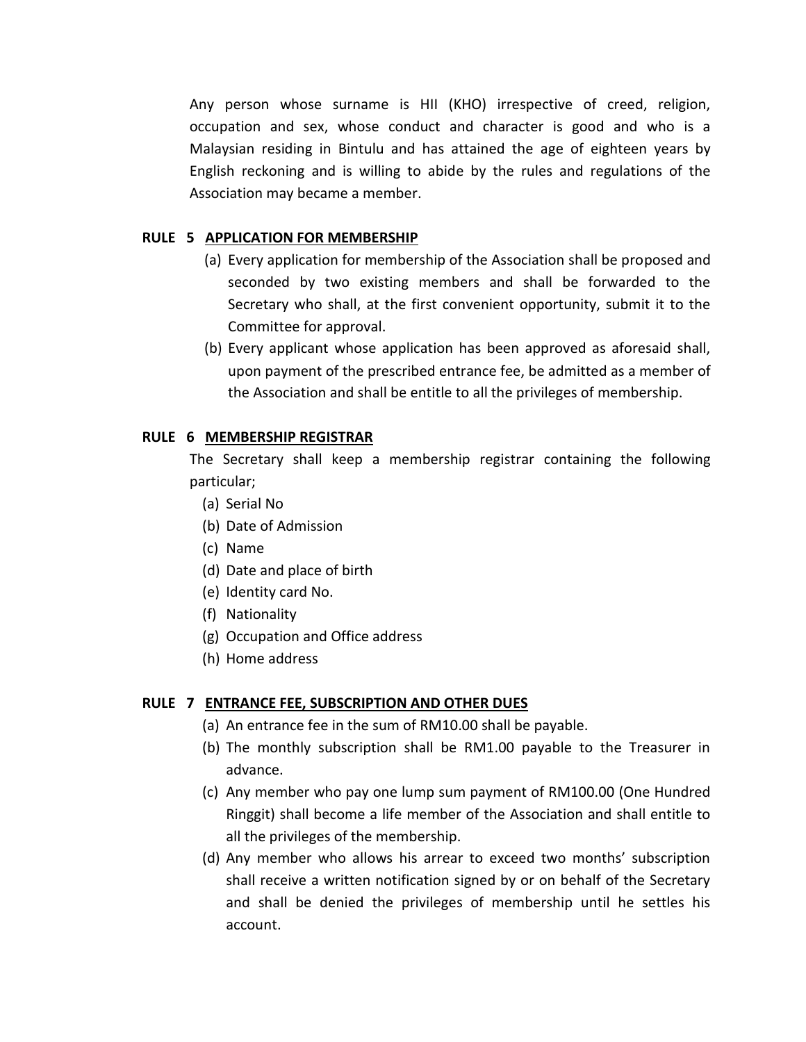Any person whose surname is HII (KHO) irrespective of creed, religion, occupation and sex, whose conduct and character is good and who is a Malaysian residing in Bintulu and has attained the age of eighteen years by English reckoning and is willing to abide by the rules and regulations of the Association may became a member.

**RULE 5 <u>APPLICATION FOR MEMBERSHIP</u>**

(a) Every application for membership of the Association shall be proposed and seconded by two existing members and shall be forwarded to the Secretary who shall, at the first convenient opportunity, submit it to the Committee for approval.

(b) Every applicant whose application has been approved as aforesaid shall, upon payment of the prescribed entrance fee, be admitted as a member of the Association and shall be entitle to all the privileges of membership.

**RULE 6 <u>MEMBERSHIP REGISTRAR</u>**

The Secretary shall keep a membership registrar containing the following particular;

(a) Serial No
(b) Date of Admission
(c) Name
(d) Date and place of birth
(e) Identity card No.
(f) Nationality
(g) Occupation and Office address
(h) Home address

**RULE 7 <u>ENTRANCE FEE, SUBSCRIPTION AND OTHER DUES</u>**

(a) An entrance fee in the sum of RM10.00 shall be payable.

(b) The monthly subscription shall be RM1.00 payable to the Treasurer in advance.

(c) Any member who pay one lump sum payment of RM100.00 (One Hundred Ringgit) shall become a life member of the Association and shall entitle to all the privileges of the membership.

(d) Any member who allows his arrear to exceed two months' subscription shall receive a written notification signed by or on behalf of the Secretary and shall be denied the privileges of membership until he settles his account.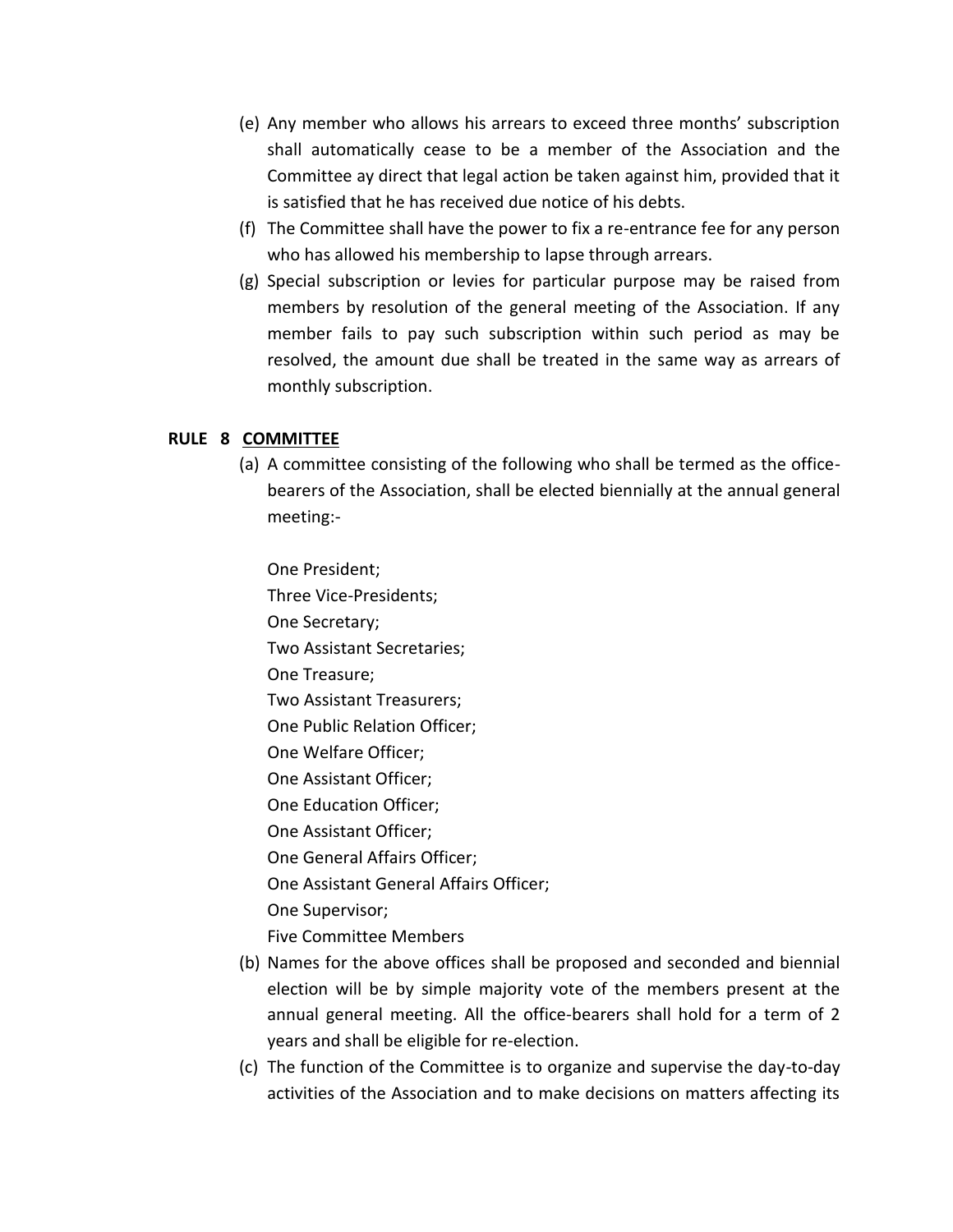(e) Any member who allows his arrears to exceed three months' subscription shall automatically cease to be a member of the Association and the Committee ay direct that legal action be taken against him, provided that it is satisfied that he has received due notice of his debts.

(f) The Committee shall have the power to fix a re-entrance fee for any person who has allowed his membership to lapse through arrears.

(g) Special subscription or levies for particular purpose may be raised from members by resolution of the general meeting of the Association. If any member fails to pay such subscription within such period as may be resolved, the amount due shall be treated in the same way as arrears of monthly subscription.

## RULE 8 COMMITTEE

(a) A committee consisting of the following who shall be termed as the office-bearers of the Association, shall be elected biennially at the annual general meeting:-

One President;
Three Vice-Presidents;
One Secretary;
Two Assistant Secretaries;
One Treasure;
Two Assistant Treasurers;
One Public Relation Officer;
One Welfare Officer;
One Assistant Officer;
One Education Officer;
One Assistant Officer;
One General Affairs Officer;
One Assistant General Affairs Officer;
One Supervisor;
Five Committee Members

(b) Names for the above offices shall be proposed and seconded and biennial election will be by simple majority vote of the members present at the annual general meeting. All the office-bearers shall hold for a term of 2 years and shall be eligible for re-election.

(c) The function of the Committee is to organize and supervise the day-to-day activities of the Association and to make decisions on matters affecting its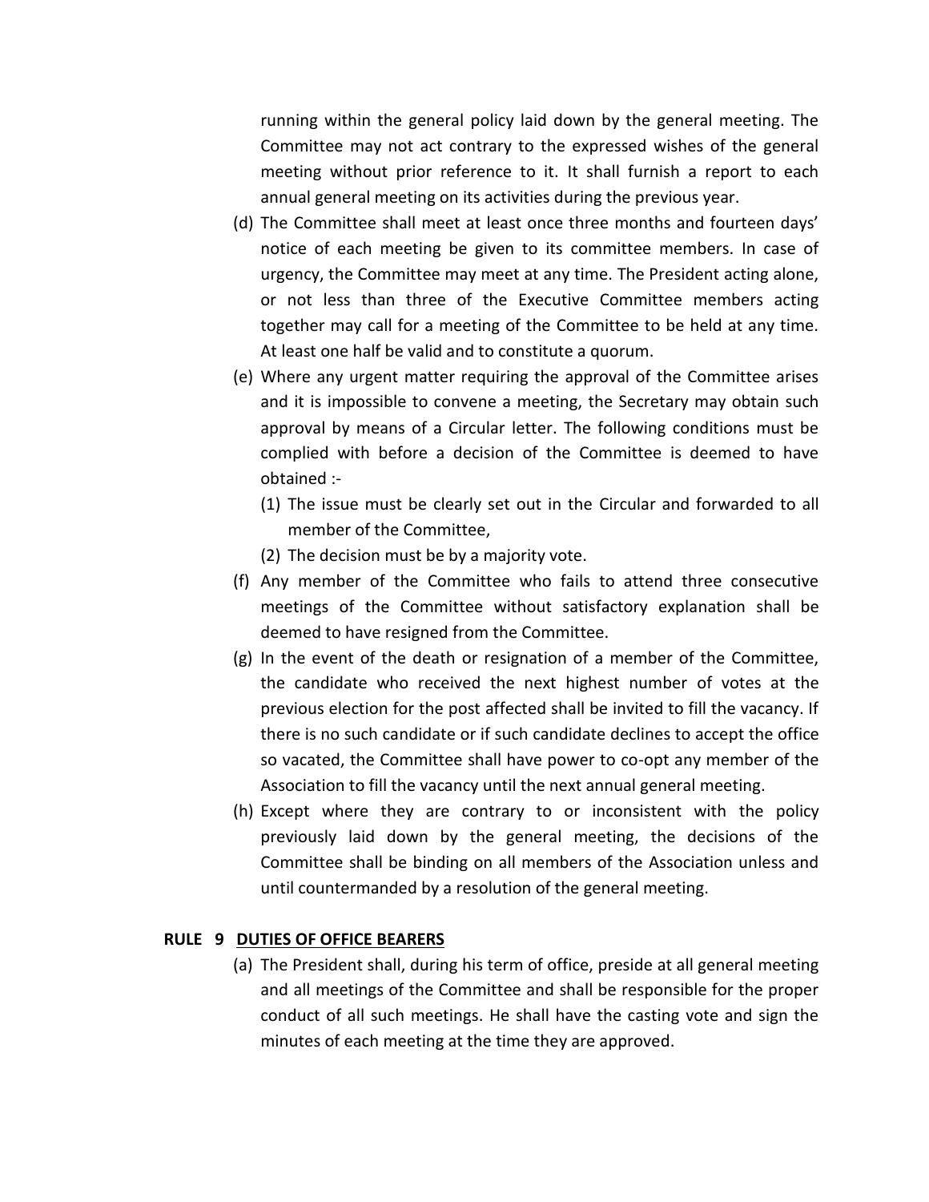running within the general policy laid down by the general meeting. The Committee may not act contrary to the expressed wishes of the general meeting without prior reference to it. It shall furnish a report to each annual general meeting on its activities during the previous year.

(d) The Committee shall meet at least once three months and fourteen days' notice of each meeting be given to its committee members. In case of urgency, the Committee may meet at any time. The President acting alone, or not less than three of the Executive Committee members acting together may call for a meeting of the Committee to be held at any time. At least one half be valid and to constitute a quorum.

(e) Where any urgent matter requiring the approval of the Committee arises and it is impossible to convene a meeting, the Secretary may obtain such approval by means of a Circular letter. The following conditions must be complied with before a decision of the Committee is deemed to have obtained :-

   (1) The issue must be clearly set out in the Circular and forwarded to all member of the Committee,

   (2) The decision must be by a majority vote.

(f) Any member of the Committee who fails to attend three consecutive meetings of the Committee without satisfactory explanation shall be deemed to have resigned from the Committee.

(g) In the event of the death or resignation of a member of the Committee, the candidate who received the next highest number of votes at the previous election for the post affected shall be invited to fill the vacancy. If there is no such candidate or if such candidate declines to accept the office so vacated, the Committee shall have power to co-opt any member of the Association to fill the vacancy until the next annual general meeting.

(h) Except where they are contrary to or inconsistent with the policy previously laid down by the general meeting, the decisions of the Committee shall be binding on all members of the Association unless and until countermanded by a resolution of the general meeting.

## RULE 9 DUTIES OF OFFICE BEARERS

(a) The President shall, during his term of office, preside at all general meeting and all meetings of the Committee and shall be responsible for the proper conduct of all such meetings. He shall have the casting vote and sign the minutes of each meeting at the time they are approved.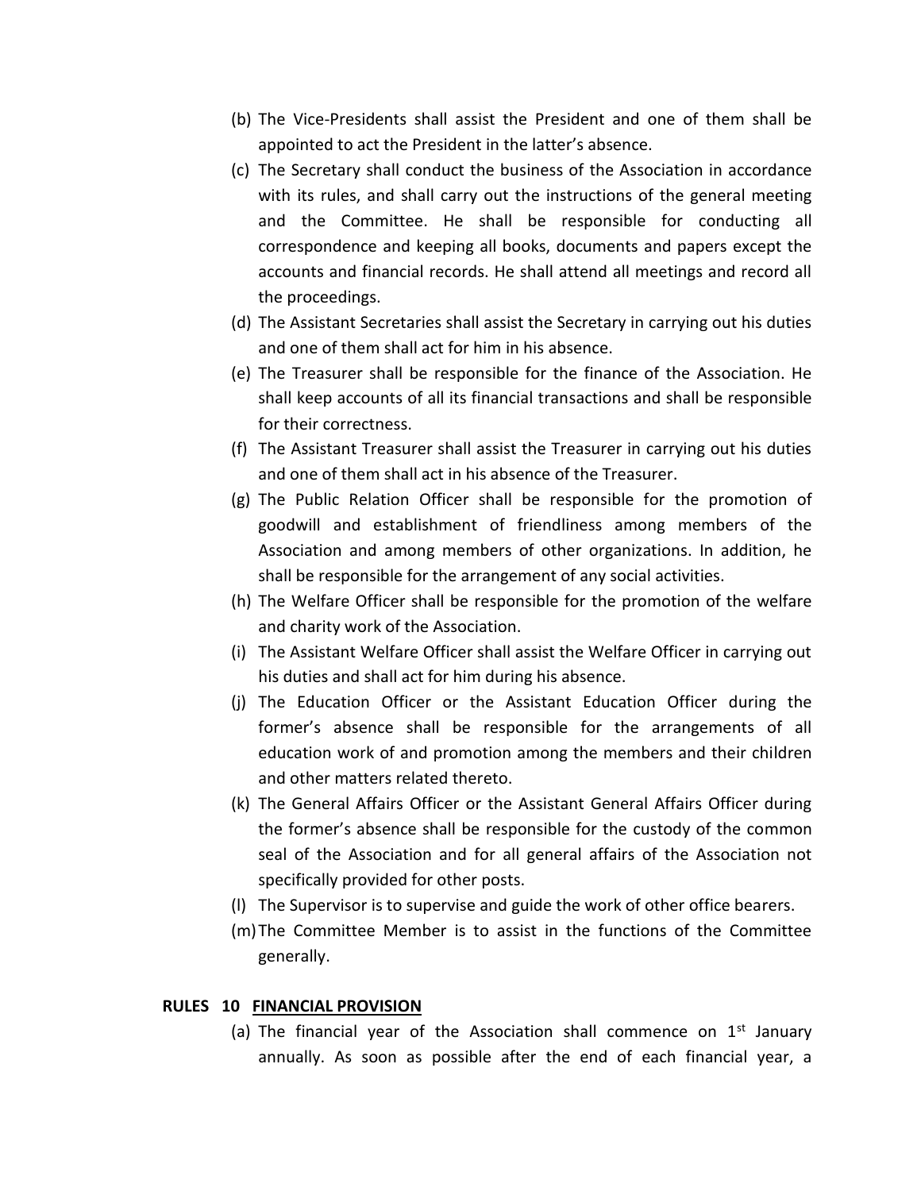(b) The Vice-Presidents shall assist the President and one of them shall be appointed to act the President in the latter's absence.

(c) The Secretary shall conduct the business of the Association in accordance with its rules, and shall carry out the instructions of the general meeting and the Committee. He shall be responsible for conducting all correspondence and keeping all books, documents and papers except the accounts and financial records. He shall attend all meetings and record all the proceedings.

(d) The Assistant Secretaries shall assist the Secretary in carrying out his duties and one of them shall act for him in his absence.

(e) The Treasurer shall be responsible for the finance of the Association. He shall keep accounts of all its financial transactions and shall be responsible for their correctness.

(f) The Assistant Treasurer shall assist the Treasurer in carrying out his duties and one of them shall act in his absence of the Treasurer.

(g) The Public Relation Officer shall be responsible for the promotion of goodwill and establishment of friendliness among members of the Association and among members of other organizations. In addition, he shall be responsible for the arrangement of any social activities.

(h) The Welfare Officer shall be responsible for the promotion of the welfare and charity work of the Association.

(i) The Assistant Welfare Officer shall assist the Welfare Officer in carrying out his duties and shall act for him during his absence.

(j) The Education Officer or the Assistant Education Officer during the former's absence shall be responsible for the arrangements of all education work of and promotion among the members and their children and other matters related thereto.

(k) The General Affairs Officer or the Assistant General Affairs Officer during the former's absence shall be responsible for the custody of the common seal of the Association and for all general affairs of the Association not specifically provided for other posts.

(l) The Supervisor is to supervise and guide the work of other office bearers.

(m) The Committee Member is to assist in the functions of the Committee generally.

**RULES 10 <u>FINANCIAL PROVISION</u>**

(a) The financial year of the Association shall commence on 1st January annually. As soon as possible after the end of each financial year, a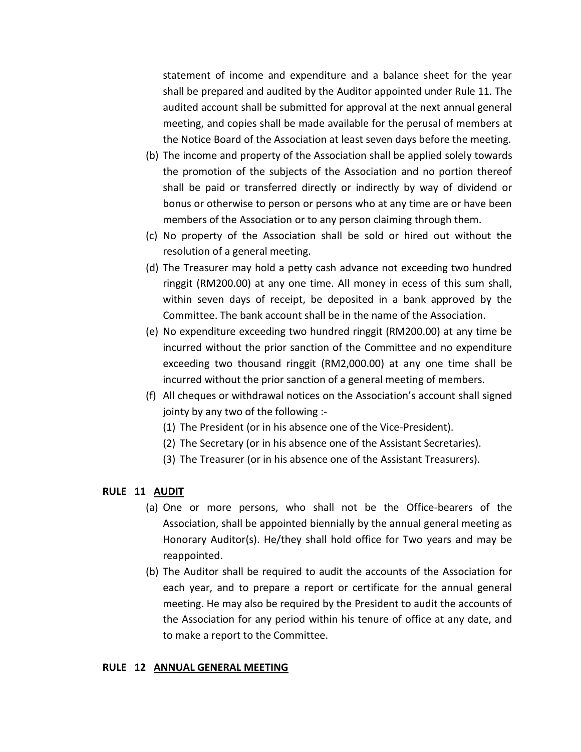statement of income and expenditure and a balance sheet for the year shall be prepared and audited by the Auditor appointed under Rule 11. The audited account shall be submitted for approval at the next annual general meeting, and copies shall be made available for the perusal of members at the Notice Board of the Association at least seven days before the meeting.

(b) The income and property of the Association shall be applied solely towards the promotion of the subjects of the Association and no portion thereof shall be paid or transferred directly or indirectly by way of dividend or bonus or otherwise to person or persons who at any time are or have been members of the Association or to any person claiming through them.

(c) No property of the Association shall be sold or hired out without the resolution of a general meeting.

(d) The Treasurer may hold a petty cash advance not exceeding two hundred ringgit (RM200.00) at any one time. All money in ecess of this sum shall, within seven days of receipt, be deposited in a bank approved by the Committee. The bank account shall be in the name of the Association.

(e) No expenditure exceeding two hundred ringgit (RM200.00) at any time be incurred without the prior sanction of the Committee and no expenditure exceeding two thousand ringgit (RM2,000.00) at any one time shall be incurred without the prior sanction of a general meeting of members.

(f) All cheques or withdrawal notices on the Association's account shall signed jointy by any two of the following :-
   (1) The President (or in his absence one of the Vice-President).
   (2) The Secretary (or in his absence one of the Assistant Secretaries).
   (3) The Treasurer (or in his absence one of the Assistant Treasurers).

**RULE 11 AUDIT**

(a) One or more persons, who shall not be the Office-bearers of the Association, shall be appointed biennially by the annual general meeting as Honorary Auditor(s). He/they shall hold office for Two years and may be reappointed.

(b) The Auditor shall be required to audit the accounts of the Association for each year, and to prepare a report or certificate for the annual general meeting. He may also be required by the President to audit the accounts of the Association for any period within his tenure of office at any date, and to make a report to the Committee.

**RULE 12 ANNUAL GENERAL MEETING**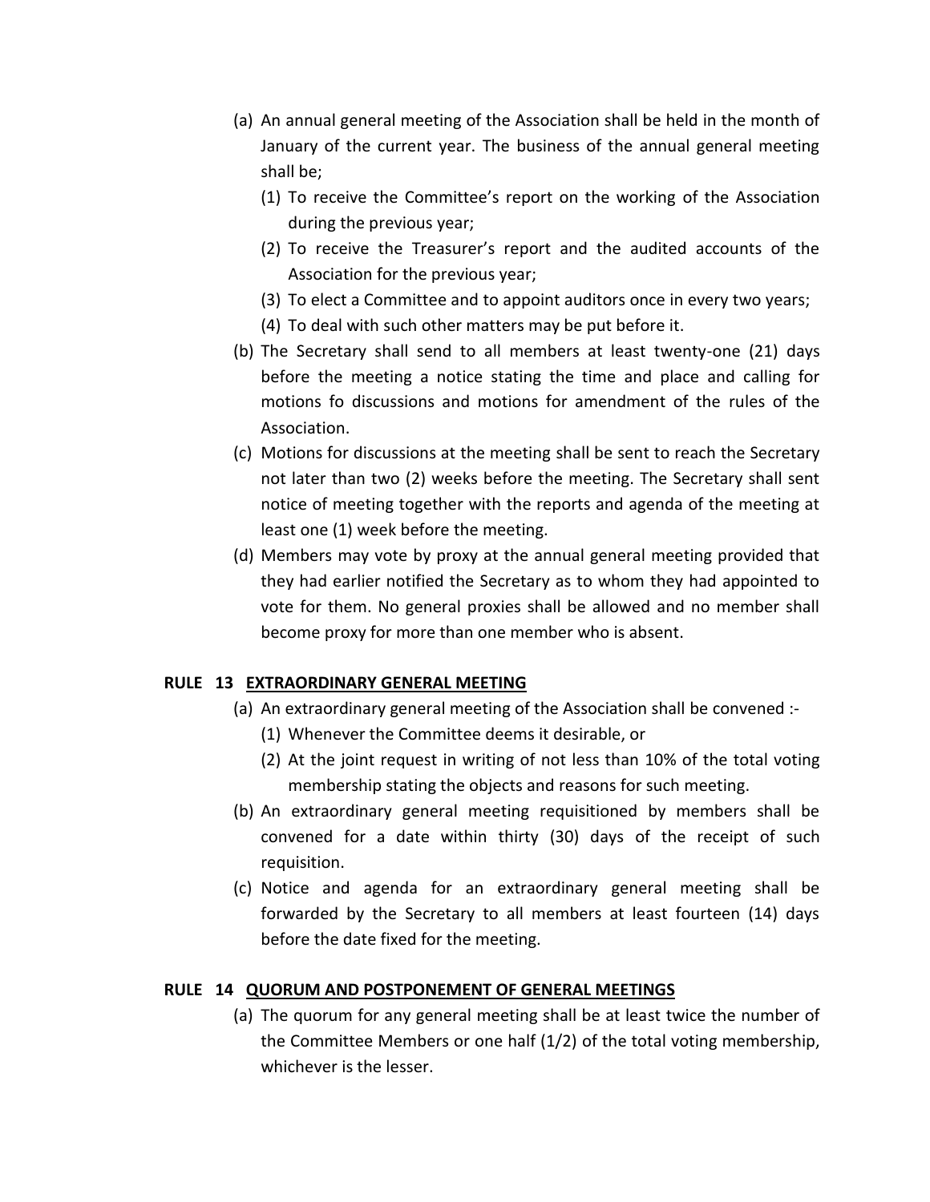(a) An annual general meeting of the Association shall be held in the month of January of the current year. The business of the annual general meeting shall be;

   (1) To receive the Committee's report on the working of the Association during the previous year;
   (2) To receive the Treasurer's report and the audited accounts of the Association for the previous year;
   (3) To elect a Committee and to appoint auditors once in every two years;
   (4) To deal with such other matters may be put before it.

(b) The Secretary shall send to all members at least twenty-one (21) days before the meeting a notice stating the time and place and calling for motions fo discussions and motions for amendment of the rules of the Association.

(c) Motions for discussions at the meeting shall be sent to reach the Secretary not later than two (2) weeks before the meeting. The Secretary shall sent notice of meeting together with the reports and agenda of the meeting at least one (1) week before the meeting.

(d) Members may vote by proxy at the annual general meeting provided that they had earlier notified the Secretary as to whom they had appointed to vote for them. No general proxies shall be allowed and no member shall become proxy for more than one member who is absent.

**RULE 13 <u>EXTRAORDINARY GENERAL MEETING</u>**

(a) An extraordinary general meeting of the Association shall be convened :-

   (1) Whenever the Committee deems it desirable, or
   (2) At the joint request in writing of not less than 10% of the total voting membership stating the objects and reasons for such meeting.

(b) An extraordinary general meeting requisitioned by members shall be convened for a date within thirty (30) days of the receipt of such requisition.

(c) Notice and agenda for an extraordinary general meeting shall be forwarded by the Secretary to all members at least fourteen (14) days before the date fixed for the meeting.

**RULE 14 <u>QUORUM AND POSTPONEMENT OF GENERAL MEETINGS</u>**

(a) The quorum for any general meeting shall be at least twice the number of the Committee Members or one half (1/2) of the total voting membership, whichever is the lesser.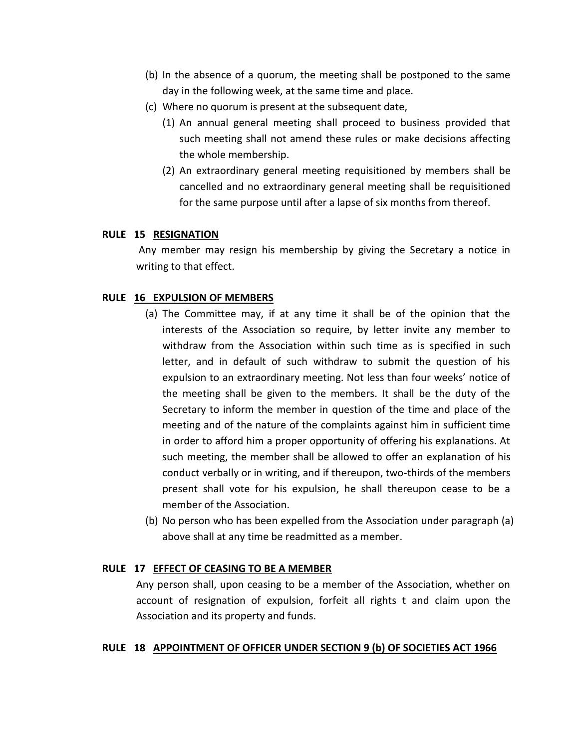(b) In the absence of a quorum, the meeting shall be postponed to the same day in the following week, at the same time and place.

(c) Where no quorum is present at the subsequent date,

  (1) An annual general meeting shall proceed to business provided that such meeting shall not amend these rules or make decisions affecting the whole membership.

  (2) An extraordinary general meeting requisitioned by members shall be cancelled and no extraordinary general meeting shall be requisitioned for the same purpose until after a lapse of six months from thereof.

**RULE 15 <u>RESIGNATION</u>**

Any member may resign his membership by giving the Secretary a notice in writing to that effect.

**RULE <u>16 EXPULSION OF MEMBERS</u>**

(a) The Committee may, if at any time it shall be of the opinion that the interests of the Association so require, by letter invite any member to withdraw from the Association within such time as is specified in such letter, and in default of such withdraw to submit the question of his expulsion to an extraordinary meeting. Not less than four weeks' notice of the meeting shall be given to the members. It shall be the duty of the Secretary to inform the member in question of the time and place of the meeting and of the nature of the complaints against him in sufficient time in order to afford him a proper opportunity of offering his explanations. At such meeting, the member shall be allowed to offer an explanation of his conduct verbally or in writing, and if thereupon, two-thirds of the members present shall vote for his expulsion, he shall thereupon cease to be a member of the Association.

(b) No person who has been expelled from the Association under paragraph (a) above shall at any time be readmitted as a member.

**RULE 17 <u>EFFECT OF CEASING TO BE A MEMBER</u>**

Any person shall, upon ceasing to be a member of the Association, whether on account of resignation of expulsion, forfeit all rights t and claim upon the Association and its property and funds.

**RULE 18 <u>APPOINTMENT OF OFFICER UNDER SECTION 9 (b) OF SOCIETIES ACT 1966</u>**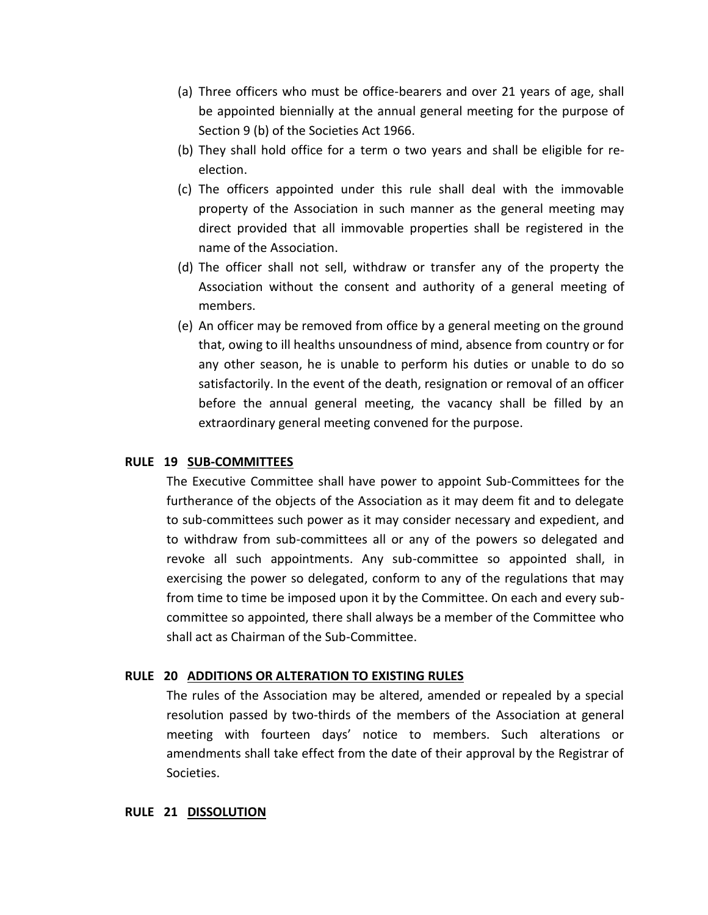(a) Three officers who must be office-bearers and over 21 years of age, shall be appointed biennially at the annual general meeting for the purpose of Section 9 (b) of the Societies Act 1966.

(b) They shall hold office for a term o two years and shall be eligible for re-election.

(c) The officers appointed under this rule shall deal with the immovable property of the Association in such manner as the general meeting may direct provided that all immovable properties shall be registered in the name of the Association.

(d) The officer shall not sell, withdraw or transfer any of the property the Association without the consent and authority of a general meeting of members.

(e) An officer may be removed from office by a general meeting on the ground that, owing to ill healths unsoundness of mind, absence from country or for any other season, he is unable to perform his duties or unable to do so satisfactorily. In the event of the death, resignation or removal of an officer before the annual general meeting, the vacancy shall be filled by an extraordinary general meeting convened for the purpose.

**RULE 19 <u>SUB-COMMITTEES</u>**

The Executive Committee shall have power to appoint Sub-Committees for the furtherance of the objects of the Association as it may deem fit and to delegate to sub-committees such power as it may consider necessary and expedient, and to withdraw from sub-committees all or any of the powers so delegated and revoke all such appointments. Any sub-committee so appointed shall, in exercising the power so delegated, conform to any of the regulations that may from time to time be imposed upon it by the Committee. On each and every sub-committee so appointed, there shall always be a member of the Committee who shall act as Chairman of the Sub-Committee.

**RULE 20 <u>ADDITIONS OR ALTERATION TO EXISTING RULES</u>**

The rules of the Association may be altered, amended or repealed by a special resolution passed by two-thirds of the members of the Association at general meeting with fourteen days' notice to members. Such alterations or amendments shall take effect from the date of their approval by the Registrar of Societies.

**RULE 21 <u>DISSOLUTION</u>**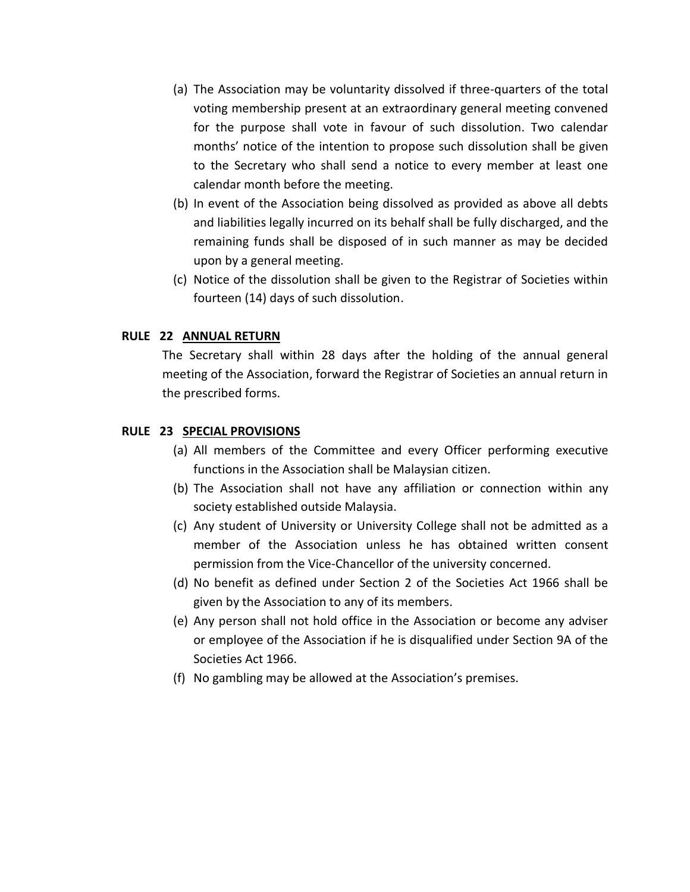(a) The Association may be voluntarity dissolved if three-quarters of the total voting membership present at an extraordinary general meeting convened for the purpose shall vote in favour of such dissolution. Two calendar months' notice of the intention to propose such dissolution shall be given to the Secretary who shall send a notice to every member at least one calendar month before the meeting.

(b) In event of the Association being dissolved as provided as above all debts and liabilities legally incurred on its behalf shall be fully discharged, and the remaining funds shall be disposed of in such manner as may be decided upon by a general meeting.

(c) Notice of the dissolution shall be given to the Registrar of Societies within fourteen (14) days of such dissolution.

**RULE 22 <u>ANNUAL RETURN</u>**

The Secretary shall within 28 days after the holding of the annual general meeting of the Association, forward the Registrar of Societies an annual return in the prescribed forms.

**RULE 23 <u>SPECIAL PROVISIONS</u>**

(a) All members of the Committee and every Officer performing executive functions in the Association shall be Malaysian citizen.

(b) The Association shall not have any affiliation or connection within any society established outside Malaysia.

(c) Any student of University or University College shall not be admitted as a member of the Association unless he has obtained written consent permission from the Vice-Chancellor of the university concerned.

(d) No benefit as defined under Section 2 of the Societies Act 1966 shall be given by the Association to any of its members.

(e) Any person shall not hold office in the Association or become any adviser or employee of the Association if he is disqualified under Section 9A of the Societies Act 1966.

(f) No gambling may be allowed at the Association's premises.